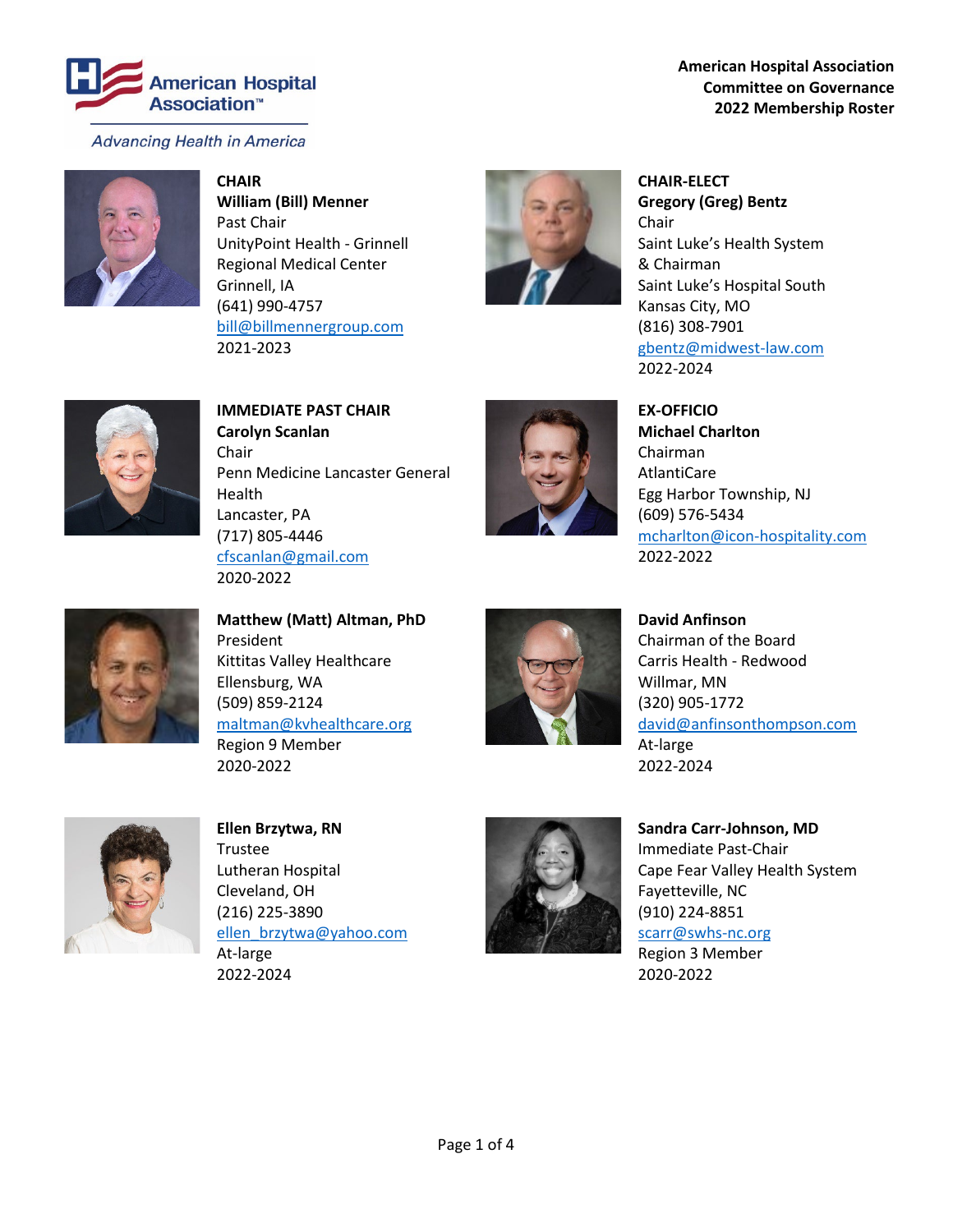**American Hospital Association**
**Committee on Governance**
**2022 Membership Roster**

American Hospital Association™

*Advancing Health in America*

**CHAIR**
**William (Bill) Menner**
Past Chair
UnityPoint Health - Grinnell Regional Medical Center
Grinnell, IA
(641) 990-4757
bill@billmennergroup.com
2021-2023

**CHAIR-ELECT**
**Gregory (Greg) Bentz**
Chair
Saint Luke's Health System & Chairman
Saint Luke's Hospital South
Kansas City, MO
(816) 308-7901
gbentz@midwest-law.com
2022-2024

**IMMEDIATE PAST CHAIR**
**Carolyn Scanlan**
Chair
Penn Medicine Lancaster General Health
Lancaster, PA
(717) 805-4446
cfscanlan@gmail.com
2020-2022

**EX-OFFICIO**
**Michael Charlton**
Chairman
AtlantiCare
Egg Harbor Township, NJ
(609) 576-5434
mcharlton@icon-hospitality.com
2022-2022

**Matthew (Matt) Altman, PhD**
President
Kittitas Valley Healthcare
Ellensburg, WA
(509) 859-2124
maltman@kvhealthcare.org
Region 9 Member
2020-2022

**David Anfinson**
Chairman of the Board
Carris Health - Redwood
Willmar, MN
(320) 905-1772
david@anfinsonthompson.com
At-large
2022-2024

**Ellen Brzytwa, RN**
Trustee
Lutheran Hospital
Cleveland, OH
(216) 225-3890
ellen_brzytwa@yahoo.com
At-large
2022-2024

**Sandra Carr-Johnson, MD**
Immediate Past-Chair
Cape Fear Valley Health System
Fayetteville, NC
(910) 224-8851
scarr@swhs-nc.org
Region 3 Member
2020-2022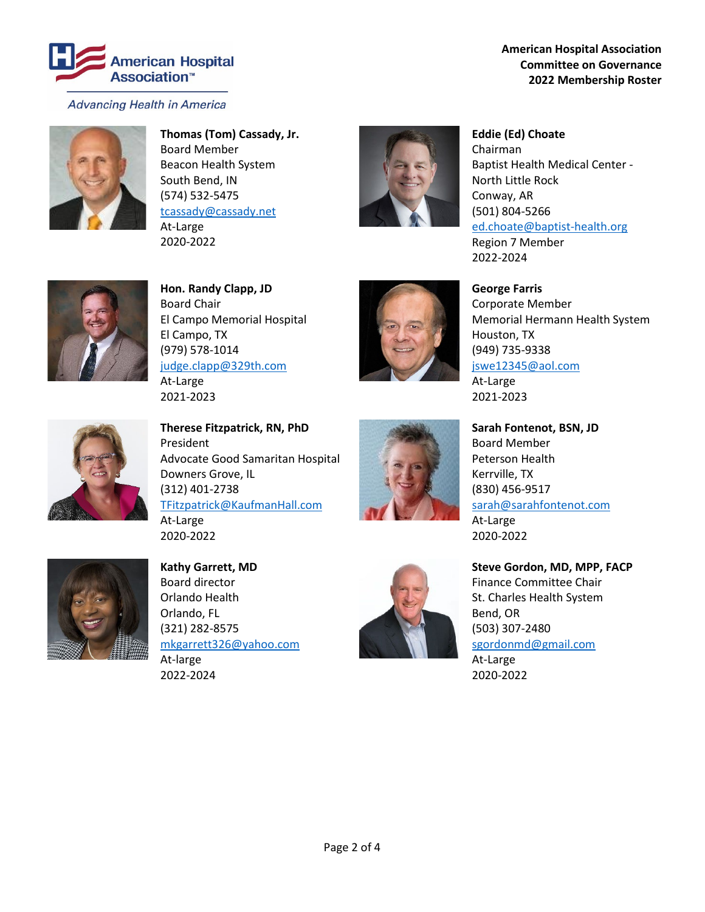American Hospital Association
Committee on Governance
2022 Membership Roster

American Hospital Association™

*Advancing Health in America*

**Thomas (Tom) Cassady, Jr.**
Board Member
Beacon Health System
South Bend, IN
(574) 532-5475
tcassady@cassady.net
At-Large
2020-2022

**Eddie (Ed) Choate**
Chairman
Baptist Health Medical Center - North Little Rock
Conway, AR
(501) 804-5266
ed.choate@baptist-health.org
Region 7 Member
2022-2024

**Hon. Randy Clapp, JD**
Board Chair
El Campo Memorial Hospital
El Campo, TX
(979) 578-1014
judge.clapp@329th.com
At-Large
2021-2023

**George Farris**
Corporate Member
Memorial Hermann Health System
Houston, TX
(949) 735-9338
jswe12345@aol.com
At-Large
2021-2023

**Therese Fitzpatrick, RN, PhD**
President
Advocate Good Samaritan Hospital
Downers Grove, IL
(312) 401-2738
TFitzpatrick@KaufmanHall.com
At-Large
2020-2022

**Sarah Fontenot, BSN, JD**
Board Member
Peterson Health
Kerrville, TX
(830) 456-9517
sarah@sarahfontenot.com
At-Large
2020-2022

**Kathy Garrett, MD**
Board director
Orlando Health
Orlando, FL
(321) 282-8575
mkgarrett326@yahoo.com
At-large
2022-2024

**Steve Gordon, MD, MPP, FACP**
Finance Committee Chair
St. Charles Health System
Bend, OR
(503) 307-2480
sgordonmd@gmail.com
At-Large
2020-2022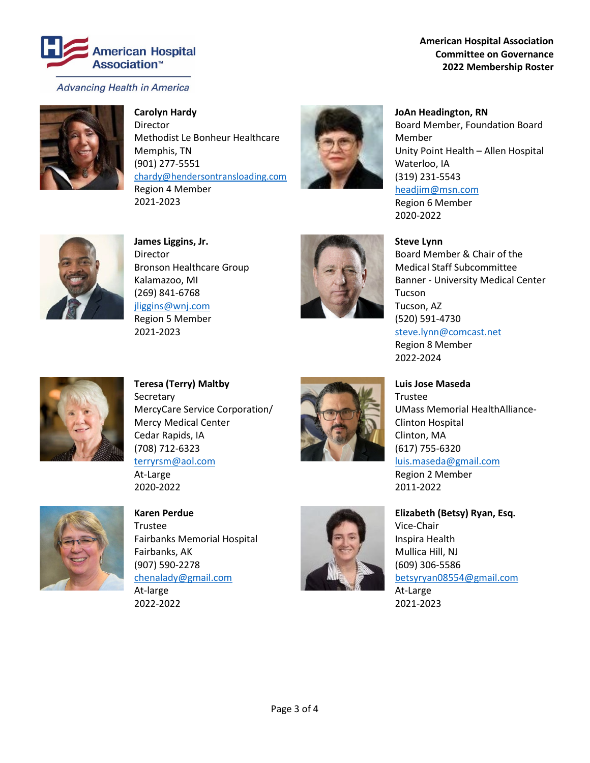**American Hospital Association**
**Committee on Governance**
**2022 Membership Roster**

**Carolyn Hardy**
Director
Methodist Le Bonheur Healthcare
Memphis, TN
(901) 277-5551
chardy@hendersontransloading.com
Region 4 Member
2021-2023

**JoAn Headington, RN**
Board Member, Foundation Board Member
Unity Point Health – Allen Hospital
Waterloo, IA
(319) 231-5543
headjim@msn.com
Region 6 Member
2020-2022

**James Liggins, Jr.**
Director
Bronson Healthcare Group
Kalamazoo, MI
(269) 841-6768
jliggins@wnj.com
Region 5 Member
2021-2023

**Steve Lynn**
Board Member & Chair of the Medical Staff Subcommittee
Banner - University Medical Center Tucson
Tucson, AZ
(520) 591-4730
steve.lynn@comcast.net
Region 8 Member
2022-2024

**Teresa (Terry) Maltby**
Secretary
MercyCare Service Corporation/ Mercy Medical Center
Cedar Rapids, IA
(708) 712-6323
terryrsm@aol.com
At-Large
2020-2022

**Luis Jose Maseda**
Trustee
UMass Memorial HealthAlliance-Clinton Hospital
Clinton, MA
(617) 755-6320
luis.maseda@gmail.com
Region 2 Member
2011-2022

**Karen Perdue**
Trustee
Fairbanks Memorial Hospital
Fairbanks, AK
(907) 590-2278
chenalady@gmail.com
At-large
2022-2022

**Elizabeth (Betsy) Ryan, Esq.**
Vice-Chair
Inspira Health
Mullica Hill, NJ
(609) 306-5586
betsyryan08554@gmail.com
At-Large
2021-2023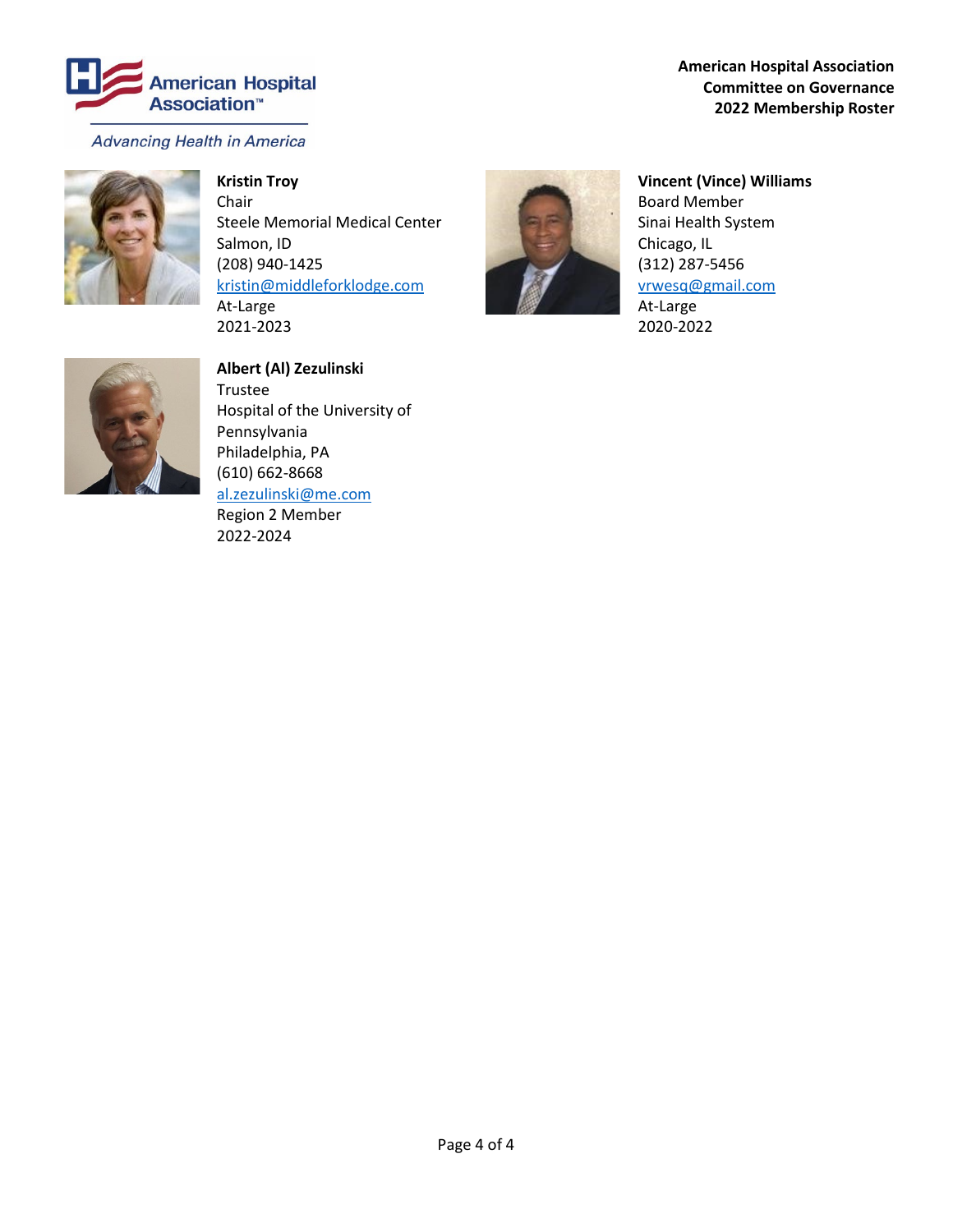American Hospital Association
Committee on Governance
2022 Membership Roster

**Kristin Troy**
Chair
Steele Memorial Medical Center
Salmon, ID
(208) 940-1425
kristin@middleforklodge.com
At-Large
2021-2023

**Vincent (Vince) Williams**
Board Member
Sinai Health System
Chicago, IL
(312) 287-5456
vrwesq@gmail.com
At-Large
2020-2022

**Albert (Al) Zezulinski**
Trustee
Hospital of the University of Pennsylvania
Philadelphia, PA
(610) 662-8668
al.zezulinski@me.com
Region 2 Member
2022-2024